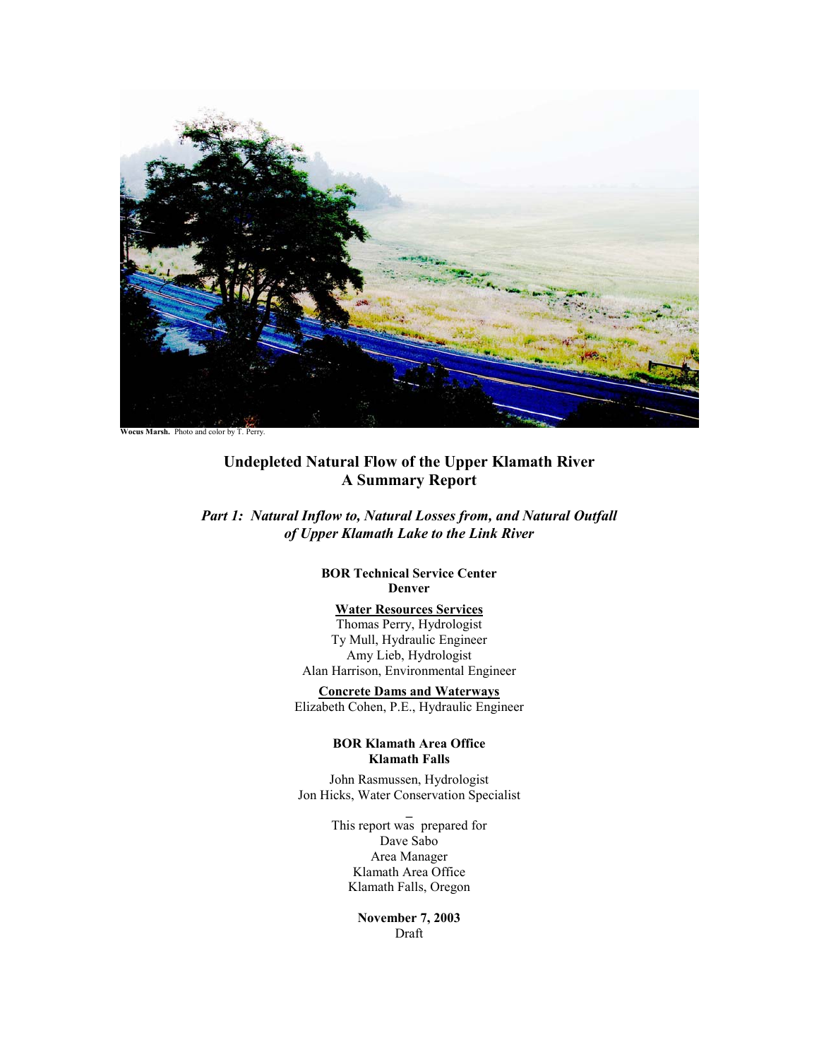**Wocus Marsh.** Photo and color by T. Perry.

# Undepleted Natural Flow of the Upper Klamath River
# A Summary Report

## *Part 1: Natural Inflow to, Natural Losses from, and Natural Outfall of Upper Klamath Lake to the Link River*

**BOR Technical Service Center**
**Denver**

**Water Resources Services**
Thomas Perry, Hydrologist
Ty Mull, Hydraulic Engineer
Amy Lieb, Hydrologist
Alan Harrison, Environmental Engineer

**Concrete Dams and Waterways**
Elizabeth Cohen, P.E., Hydraulic Engineer

**BOR Klamath Area Office**
**Klamath Falls**

John Rasmussen, Hydrologist
Jon Hicks, Water Conservation Specialist

This report was prepared for
Dave Sabo
Area Manager
Klamath Area Office
Klamath Falls, Oregon

**November 7, 2003**
Draft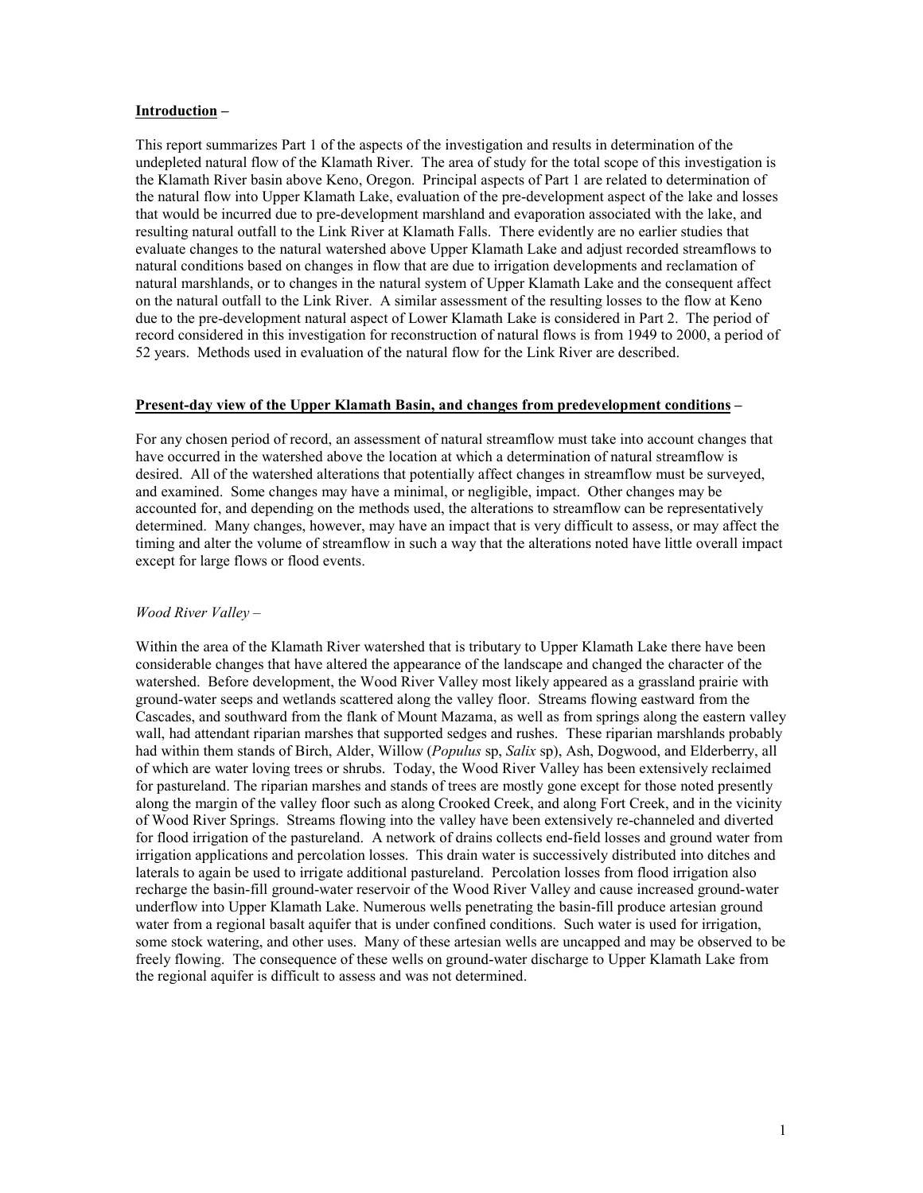**Introduction** –

This report summarizes Part 1 of the aspects of the investigation and results in determination of the undepleted natural flow of the Klamath River. The area of study for the total scope of this investigation is the Klamath River basin above Keno, Oregon. Principal aspects of Part 1 are related to determination of the natural flow into Upper Klamath Lake, evaluation of the pre-development aspect of the lake and losses that would be incurred due to pre-development marshland and evaporation associated with the lake, and resulting natural outfall to the Link River at Klamath Falls. There evidently are no earlier studies that evaluate changes to the natural watershed above Upper Klamath Lake and adjust recorded streamflows to natural conditions based on changes in flow that are due to irrigation developments and reclamation of natural marshlands, or to changes in the natural system of Upper Klamath Lake and the consequent affect on the natural outfall to the Link River. A similar assessment of the resulting losses to the flow at Keno due to the pre-development natural aspect of Lower Klamath Lake is considered in Part 2. The period of record considered in this investigation for reconstruction of natural flows is from 1949 to 2000, a period of 52 years. Methods used in evaluation of the natural flow for the Link River are described.

**Present-day view of the Upper Klamath Basin, and changes from predevelopment conditions** –

For any chosen period of record, an assessment of natural streamflow must take into account changes that have occurred in the watershed above the location at which a determination of natural streamflow is desired. All of the watershed alterations that potentially affect changes in streamflow must be surveyed, and examined. Some changes may have a minimal, or negligible, impact. Other changes may be accounted for, and depending on the methods used, the alterations to streamflow can be representatively determined. Many changes, however, may have an impact that is very difficult to assess, or may affect the timing and alter the volume of streamflow in such a way that the alterations noted have little overall impact except for large flows or flood events.

*Wood River Valley* –

Within the area of the Klamath River watershed that is tributary to Upper Klamath Lake there have been considerable changes that have altered the appearance of the landscape and changed the character of the watershed. Before development, the Wood River Valley most likely appeared as a grassland prairie with ground-water seeps and wetlands scattered along the valley floor. Streams flowing eastward from the Cascades, and southward from the flank of Mount Mazama, as well as from springs along the eastern valley wall, had attendant riparian marshes that supported sedges and rushes. These riparian marshlands probably had within them stands of Birch, Alder, Willow (*Populus* sp, *Salix* sp), Ash, Dogwood, and Elderberry, all of which are water loving trees or shrubs. Today, the Wood River Valley has been extensively reclaimed for pastureland. The riparian marshes and stands of trees are mostly gone except for those noted presently along the margin of the valley floor such as along Crooked Creek, and along Fort Creek, and in the vicinity of Wood River Springs. Streams flowing into the valley have been extensively re-channeled and diverted for flood irrigation of the pastureland. A network of drains collects end-field losses and ground water from irrigation applications and percolation losses. This drain water is successively distributed into ditches and laterals to again be used to irrigate additional pastureland. Percolation losses from flood irrigation also recharge the basin-fill ground-water reservoir of the Wood River Valley and cause increased ground-water underflow into Upper Klamath Lake. Numerous wells penetrating the basin-fill produce artesian ground water from a regional basalt aquifer that is under confined conditions. Such water is used for irrigation, some stock watering, and other uses. Many of these artesian wells are uncapped and may be observed to be freely flowing. The consequence of these wells on ground-water discharge to Upper Klamath Lake from the regional aquifer is difficult to assess and was not determined.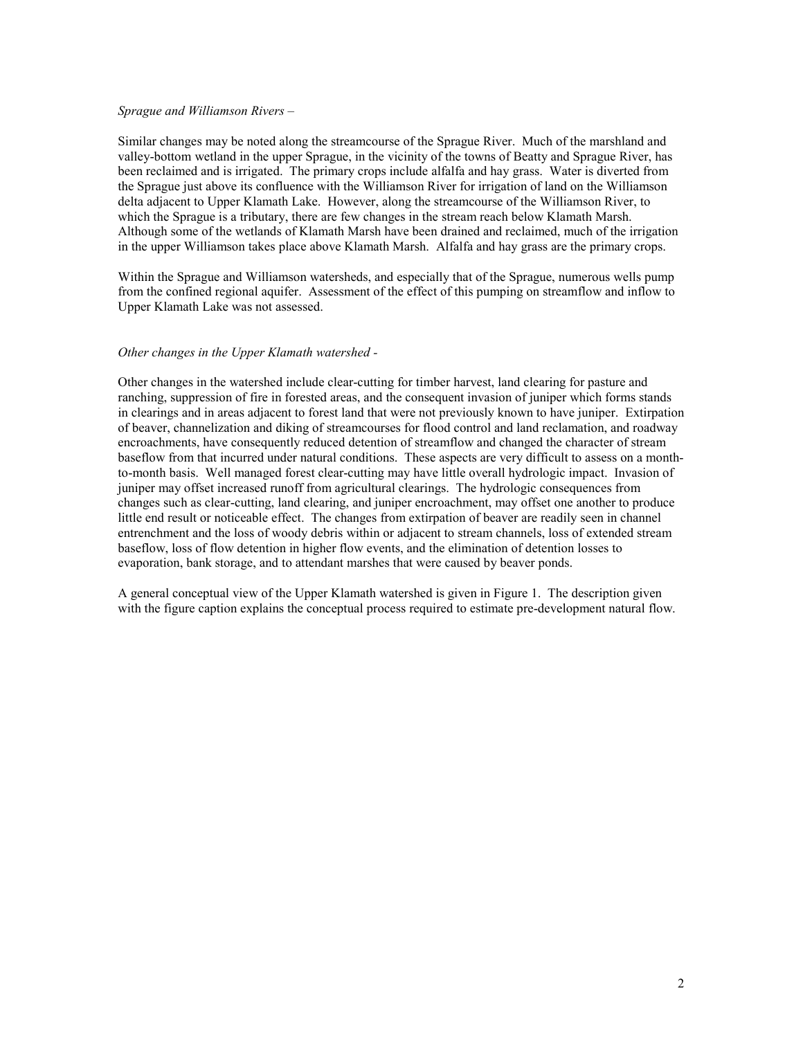*Sprague and Williamson Rivers –*

Similar changes may be noted along the streamcourse of the Sprague River. Much of the marshland and valley-bottom wetland in the upper Sprague, in the vicinity of the towns of Beatty and Sprague River, has been reclaimed and is irrigated. The primary crops include alfalfa and hay grass. Water is diverted from the Sprague just above its confluence with the Williamson River for irrigation of land on the Williamson delta adjacent to Upper Klamath Lake. However, along the streamcourse of the Williamson River, to which the Sprague is a tributary, there are few changes in the stream reach below Klamath Marsh. Although some of the wetlands of Klamath Marsh have been drained and reclaimed, much of the irrigation in the upper Williamson takes place above Klamath Marsh. Alfalfa and hay grass are the primary crops.

Within the Sprague and Williamson watersheds, and especially that of the Sprague, numerous wells pump from the confined regional aquifer. Assessment of the effect of this pumping on streamflow and inflow to Upper Klamath Lake was not assessed.

*Other changes in the Upper Klamath watershed -*

Other changes in the watershed include clear-cutting for timber harvest, land clearing for pasture and ranching, suppression of fire in forested areas, and the consequent invasion of juniper which forms stands in clearings and in areas adjacent to forest land that were not previously known to have juniper. Extirpation of beaver, channelization and diking of streamcourses for flood control and land reclamation, and roadway encroachments, have consequently reduced detention of streamflow and changed the character of stream baseflow from that incurred under natural conditions. These aspects are very difficult to assess on a month-to-month basis. Well managed forest clear-cutting may have little overall hydrologic impact. Invasion of juniper may offset increased runoff from agricultural clearings. The hydrologic consequences from changes such as clear-cutting, land clearing, and juniper encroachment, may offset one another to produce little end result or noticeable effect. The changes from extirpation of beaver are readily seen in channel entrenchment and the loss of woody debris within or adjacent to stream channels, loss of extended stream baseflow, loss of flow detention in higher flow events, and the elimination of detention losses to evaporation, bank storage, and to attendant marshes that were caused by beaver ponds.

A general conceptual view of the Upper Klamath watershed is given in Figure 1. The description given with the figure caption explains the conceptual process required to estimate pre-development natural flow.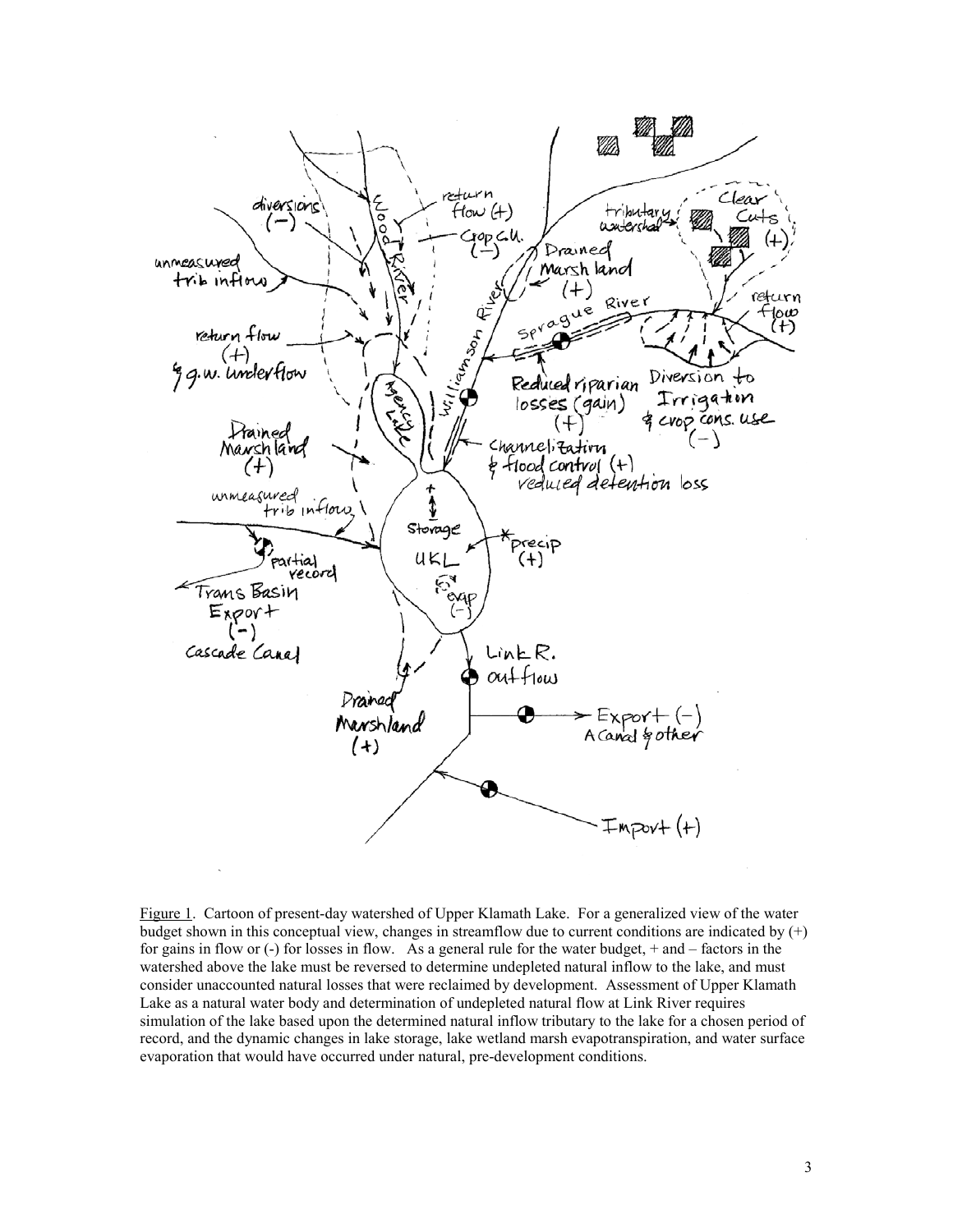Figure 1. Cartoon of present-day watershed of Upper Klamath Lake. For a generalized view of the water budget shown in this conceptual view, changes in streamflow due to current conditions are indicated by (+) for gains in flow or (-) for losses in flow. As a general rule for the water budget, + and – factors in the watershed above the lake must be reversed to determine undepleted natural inflow to the lake, and must consider unaccounted natural losses that were reclaimed by development. Assessment of Upper Klamath Lake as a natural water body and determination of undepleted natural flow at Link River requires simulation of the lake based upon the determined natural inflow tributary to the lake for a chosen period of record, and the dynamic changes in lake storage, lake wetland marsh evapotranspiration, and water surface evaporation that would have occurred under natural, pre-development conditions.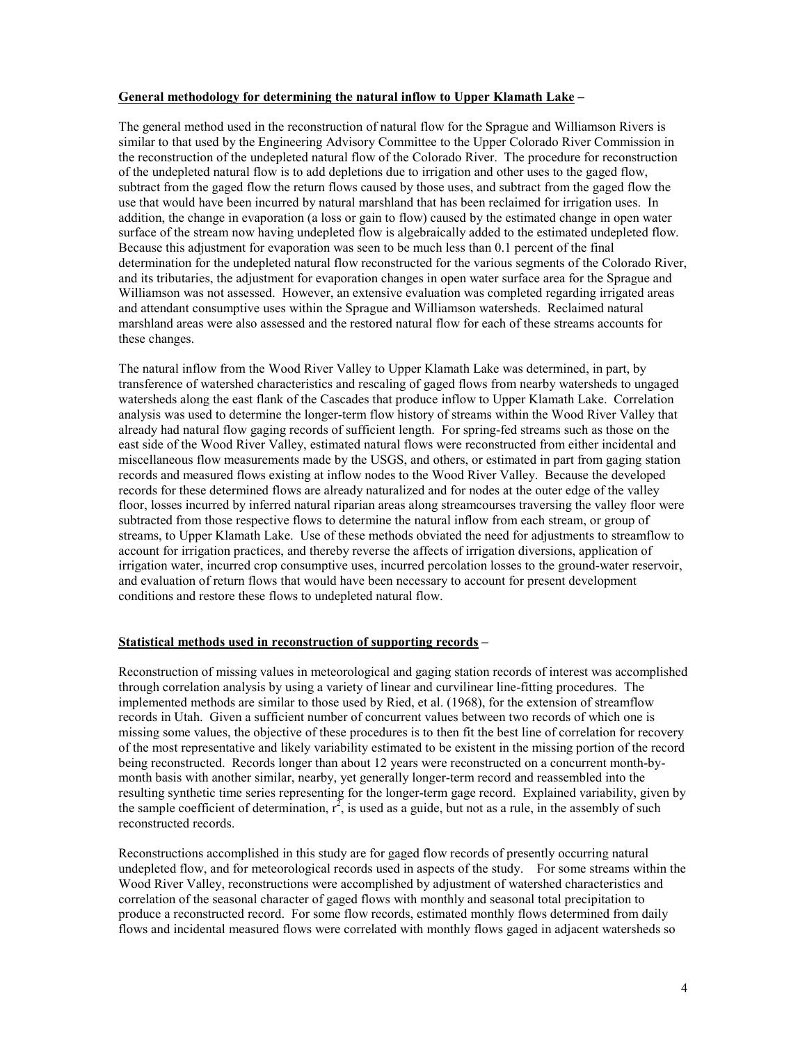**General methodology for determining the natural inflow to Upper Klamath Lake –**

The general method used in the reconstruction of natural flow for the Sprague and Williamson Rivers is similar to that used by the Engineering Advisory Committee to the Upper Colorado River Commission in the reconstruction of the undepleted natural flow of the Colorado River. The procedure for reconstruction of the undepleted natural flow is to add depletions due to irrigation and other uses to the gaged flow, subtract from the gaged flow the return flows caused by those uses, and subtract from the gaged flow the use that would have been incurred by natural marshland that has been reclaimed for irrigation uses. In addition, the change in evaporation (a loss or gain to flow) caused by the estimated change in open water surface of the stream now having undepleted flow is algebraically added to the estimated undepleted flow. Because this adjustment for evaporation was seen to be much less than 0.1 percent of the final determination for the undepleted natural flow reconstructed for the various segments of the Colorado River, and its tributaries, the adjustment for evaporation changes in open water surface area for the Sprague and Williamson was not assessed. However, an extensive evaluation was completed regarding irrigated areas and attendant consumptive uses within the Sprague and Williamson watersheds. Reclaimed natural marshland areas were also assessed and the restored natural flow for each of these streams accounts for these changes.

The natural inflow from the Wood River Valley to Upper Klamath Lake was determined, in part, by transference of watershed characteristics and rescaling of gaged flows from nearby watersheds to ungaged watersheds along the east flank of the Cascades that produce inflow to Upper Klamath Lake. Correlation analysis was used to determine the longer-term flow history of streams within the Wood River Valley that already had natural flow gaging records of sufficient length. For spring-fed streams such as those on the east side of the Wood River Valley, estimated natural flows were reconstructed from either incidental and miscellaneous flow measurements made by the USGS, and others, or estimated in part from gaging station records and measured flows existing at inflow nodes to the Wood River Valley. Because the developed records for these determined flows are already naturalized and for nodes at the outer edge of the valley floor, losses incurred by inferred natural riparian areas along streamcourses traversing the valley floor were subtracted from those respective flows to determine the natural inflow from each stream, or group of streams, to Upper Klamath Lake. Use of these methods obviated the need for adjustments to streamflow to account for irrigation practices, and thereby reverse the affects of irrigation diversions, application of irrigation water, incurred crop consumptive uses, incurred percolation losses to the ground-water reservoir, and evaluation of return flows that would have been necessary to account for present development conditions and restore these flows to undepleted natural flow.

**Statistical methods used in reconstruction of supporting records –**

Reconstruction of missing values in meteorological and gaging station records of interest was accomplished through correlation analysis by using a variety of linear and curvilinear line-fitting procedures. The implemented methods are similar to those used by Ried, et al. (1968), for the extension of streamflow records in Utah. Given a sufficient number of concurrent values between two records of which one is missing some values, the objective of these procedures is to then fit the best line of correlation for recovery of the most representative and likely variability estimated to be existent in the missing portion of the record being reconstructed. Records longer than about 12 years were reconstructed on a concurrent month-by-month basis with another similar, nearby, yet generally longer-term record and reassembled into the resulting synthetic time series representing for the longer-term gage record. Explained variability, given by the sample coefficient of determination, $r^2$, is used as a guide, but not as a rule, in the assembly of such reconstructed records.

Reconstructions accomplished in this study are for gaged flow records of presently occurring natural undepleted flow, and for meteorological records used in aspects of the study. For some streams within the Wood River Valley, reconstructions were accomplished by adjustment of watershed characteristics and correlation of the seasonal character of gaged flows with monthly and seasonal total precipitation to produce a reconstructed record. For some flow records, estimated monthly flows determined from daily flows and incidental measured flows were correlated with monthly flows gaged in adjacent watersheds so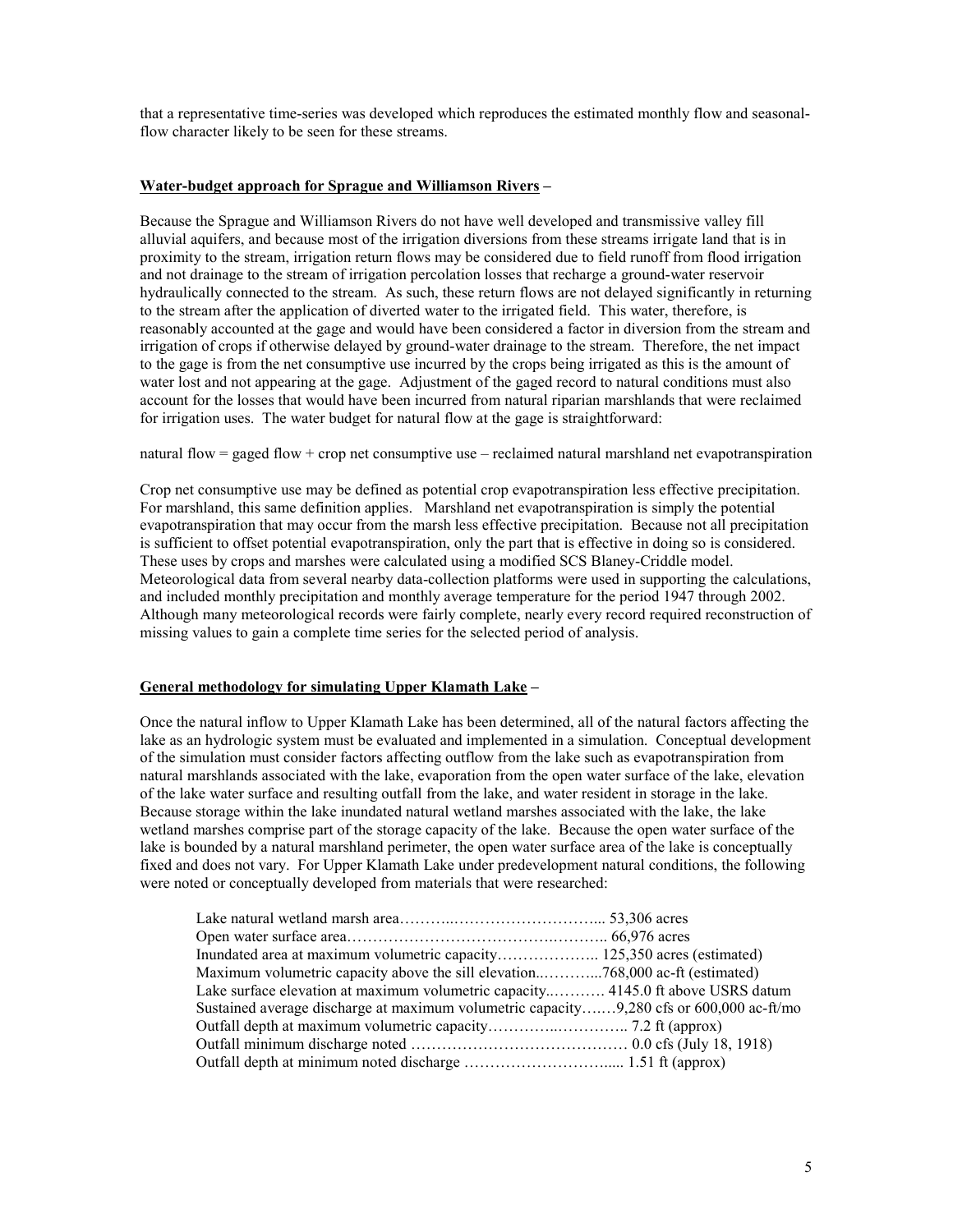that a representative time-series was developed which reproduces the estimated monthly flow and seasonal-flow character likely to be seen for these streams.

**Water-budget approach for Sprague and Williamson Rivers –**

Because the Sprague and Williamson Rivers do not have well developed and transmissive valley fill alluvial aquifers, and because most of the irrigation diversions from these streams irrigate land that is in proximity to the stream, irrigation return flows may be considered due to field runoff from flood irrigation and not drainage to the stream of irrigation percolation losses that recharge a ground-water reservoir hydraulically connected to the stream. As such, these return flows are not delayed significantly in returning to the stream after the application of diverted water to the irrigated field. This water, therefore, is reasonably accounted at the gage and would have been considered a factor in diversion from the stream and irrigation of crops if otherwise delayed by ground-water drainage to the stream. Therefore, the net impact to the gage is from the net consumptive use incurred by the crops being irrigated as this is the amount of water lost and not appearing at the gage. Adjustment of the gaged record to natural conditions must also account for the losses that would have been incurred from natural riparian marshlands that were reclaimed for irrigation uses. The water budget for natural flow at the gage is straightforward:

natural flow = gaged flow + crop net consumptive use – reclaimed natural marshland net evapotranspiration

Crop net consumptive use may be defined as potential crop evapotranspiration less effective precipitation. For marshland, this same definition applies. Marshland net evapotranspiration is simply the potential evapotranspiration that may occur from the marsh less effective precipitation. Because not all precipitation is sufficient to offset potential evapotranspiration, only the part that is effective in doing so is considered. These uses by crops and marshes were calculated using a modified SCS Blaney-Criddle model. Meteorological data from several nearby data-collection platforms were used in supporting the calculations, and included monthly precipitation and monthly average temperature for the period 1947 through 2002. Although many meteorological records were fairly complete, nearly every record required reconstruction of missing values to gain a complete time series for the selected period of analysis.

**General methodology for simulating Upper Klamath Lake –**

Once the natural inflow to Upper Klamath Lake has been determined, all of the natural factors affecting the lake as an hydrologic system must be evaluated and implemented in a simulation. Conceptual development of the simulation must consider factors affecting outflow from the lake such as evapotranspiration from natural marshlands associated with the lake, evaporation from the open water surface of the lake, elevation of the lake water surface and resulting outfall from the lake, and water resident in storage in the lake. Because storage within the lake inundated natural wetland marshes associated with the lake, the lake wetland marshes comprise part of the storage capacity of the lake. Because the open water surface of the lake is bounded by a natural marshland perimeter, the open water surface area of the lake is conceptually fixed and does not vary. For Upper Klamath Lake under predevelopment natural conditions, the following were noted or conceptually developed from materials that were researched:

- Lake natural wetland marsh area………………………………... 53,306 acres
- Open water surface area……………………………………….. 66,976 acres
- Inundated area at maximum volumetric capacity……………….. 125,350 acres (estimated)
- Maximum volumetric capacity above the sill elevation..………...768,000 ac-ft (estimated)
- Lake surface elevation at maximum volumetric capacity..………. 4145.0 ft above USRS datum
- Sustained average discharge at maximum volumetric capacity….…9,280 cfs or 600,000 ac-ft/mo
- Outfall depth at maximum volumetric capacity…………..………….. 7.2 ft (approx)
- Outfall minimum discharge noted …………………………………… 0.0 cfs (July 18, 1918)
- Outfall depth at minimum noted discharge ……………………….... 1.51 ft (approx)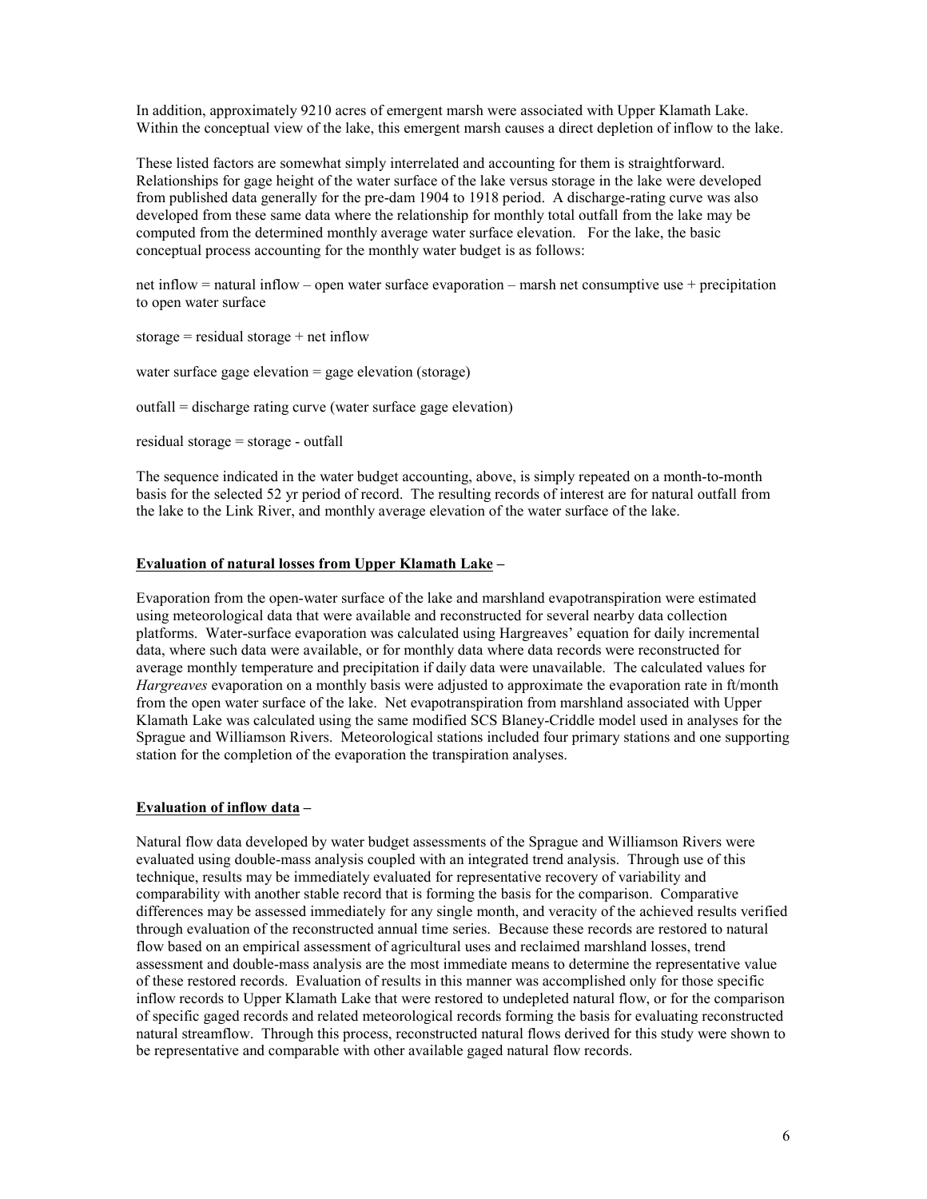In addition, approximately 9210 acres of emergent marsh were associated with Upper Klamath Lake. Within the conceptual view of the lake, this emergent marsh causes a direct depletion of inflow to the lake.

These listed factors are somewhat simply interrelated and accounting for them is straightforward. Relationships for gage height of the water surface of the lake versus storage in the lake were developed from published data generally for the pre-dam 1904 to 1918 period. A discharge-rating curve was also developed from these same data where the relationship for monthly total outfall from the lake may be computed from the determined monthly average water surface elevation. For the lake, the basic conceptual process accounting for the monthly water budget is as follows:

net inflow = natural inflow – open water surface evaporation – marsh net consumptive use + precipitation to open water surface

storage = residual storage + net inflow

water surface gage elevation = gage elevation (storage)

outfall = discharge rating curve (water surface gage elevation)

residual storage = storage - outfall

The sequence indicated in the water budget accounting, above, is simply repeated on a month-to-month basis for the selected 52 yr period of record. The resulting records of interest are for natural outfall from the lake to the Link River, and monthly average elevation of the water surface of the lake.

**<u>Evaluation of natural losses from Upper Klamath Lake</u> –**

Evaporation from the open-water surface of the lake and marshland evapotranspiration were estimated using meteorological data that were available and reconstructed for several nearby data collection platforms. Water-surface evaporation was calculated using Hargreaves' equation for daily incremental data, where such data were available, or for monthly data where data records were reconstructed for average monthly temperature and precipitation if daily data were unavailable. The calculated values for *Hargreaves* evaporation on a monthly basis were adjusted to approximate the evaporation rate in ft/month from the open water surface of the lake. Net evapotranspiration from marshland associated with Upper Klamath Lake was calculated using the same modified SCS Blaney-Criddle model used in analyses for the Sprague and Williamson Rivers. Meteorological stations included four primary stations and one supporting station for the completion of the evaporation the transpiration analyses.

**<u>Evaluation of inflow data</u> –**

Natural flow data developed by water budget assessments of the Sprague and Williamson Rivers were evaluated using double-mass analysis coupled with an integrated trend analysis. Through use of this technique, results may be immediately evaluated for representative recovery of variability and comparability with another stable record that is forming the basis for the comparison. Comparative differences may be assessed immediately for any single month, and veracity of the achieved results verified through evaluation of the reconstructed annual time series. Because these records are restored to natural flow based on an empirical assessment of agricultural uses and reclaimed marshland losses, trend assessment and double-mass analysis are the most immediate means to determine the representative value of these restored records. Evaluation of results in this manner was accomplished only for those specific inflow records to Upper Klamath Lake that were restored to undepleted natural flow, or for the comparison of specific gaged records and related meteorological records forming the basis for evaluating reconstructed natural streamflow. Through this process, reconstructed natural flows derived for this study were shown to be representative and comparable with other available gaged natural flow records.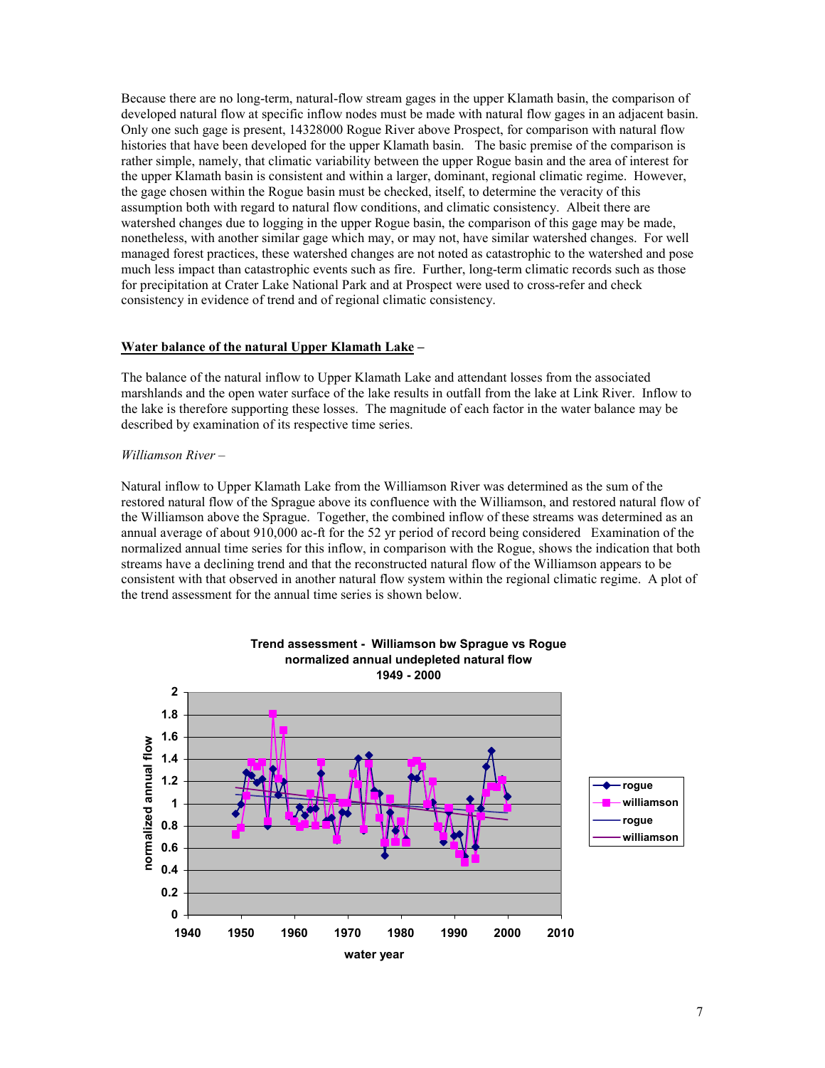Because there are no long-term, natural-flow stream gages in the upper Klamath basin, the comparison of developed natural flow at specific inflow nodes must be made with natural flow gages in an adjacent basin. Only one such gage is present, 14328000 Rogue River above Prospect, for comparison with natural flow histories that have been developed for the upper Klamath basin. The basic premise of the comparison is rather simple, namely, that climatic variability between the upper Rogue basin and the area of interest for the upper Klamath basin is consistent and within a larger, dominant, regional climatic regime. However, the gage chosen within the Rogue basin must be checked, itself, to determine the veracity of this assumption both with regard to natural flow conditions, and climatic consistency. Albeit there are watershed changes due to logging in the upper Rogue basin, the comparison of this gage may be made, nonetheless, with another similar gage which may, or may not, have similar watershed changes. For well managed forest practices, these watershed changes are not noted as catastrophic to the watershed and pose much less impact than catastrophic events such as fire. Further, long-term climatic records such as those for precipitation at Crater Lake National Park and at Prospect were used to cross-refer and check consistency in evidence of trend and of regional climatic consistency.

**Water balance of the natural Upper Klamath Lake** –

The balance of the natural inflow to Upper Klamath Lake and attendant losses from the associated marshlands and the open water surface of the lake results in outfall from the lake at Link River. Inflow to the lake is therefore supporting these losses. The magnitude of each factor in the water balance may be described by examination of its respective time series.

*Williamson River* –

Natural inflow to Upper Klamath Lake from the Williamson River was determined as the sum of the restored natural flow of the Sprague above its confluence with the Williamson, and restored natural flow of the Williamson above the Sprague. Together, the combined inflow of these streams was determined as an annual average of about 910,000 ac-ft for the 52 yr period of record being considered  Examination of the normalized annual time series for this inflow, in comparison with the Rogue, shows the indication that both streams have a declining trend and that the reconstructed natural flow of the Williamson appears to be consistent with that observed in another natural flow system within the regional climatic regime. A plot of the trend assessment for the annual time series is shown below.

**Trend assessment - Williamson bw Sprague vs Rogue normalized annual undepleted natural flow 1949 - 2000**

[Chart: normalized annual flow (0–2) vs water year (1940–2010); series: rogue, williamson, with linear trend lines rogue, williamson]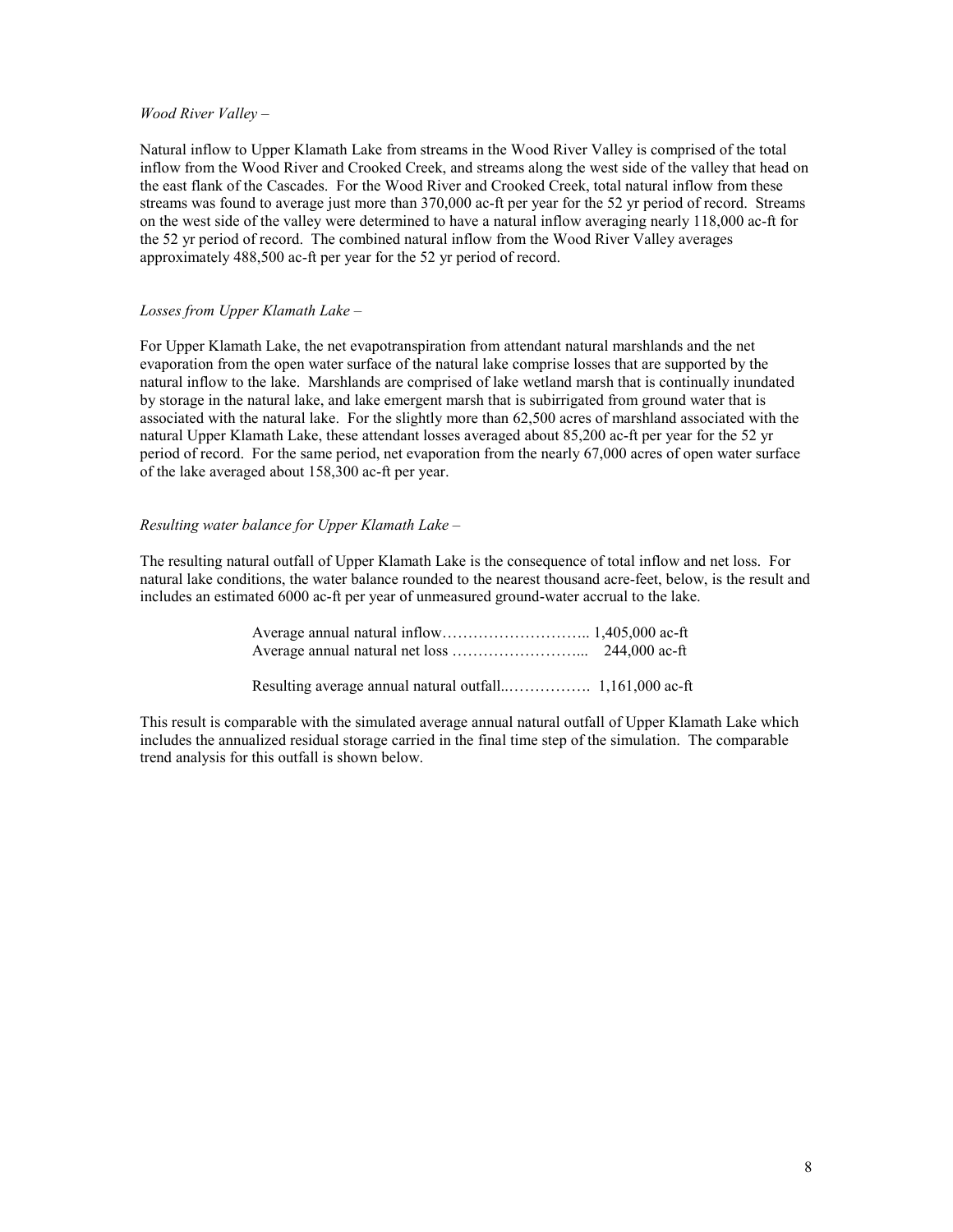*Wood River Valley –*

Natural inflow to Upper Klamath Lake from streams in the Wood River Valley is comprised of the total inflow from the Wood River and Crooked Creek, and streams along the west side of the valley that head on the east flank of the Cascades. For the Wood River and Crooked Creek, total natural inflow from these streams was found to average just more than 370,000 ac-ft per year for the 52 yr period of record. Streams on the west side of the valley were determined to have a natural inflow averaging nearly 118,000 ac-ft for the 52 yr period of record. The combined natural inflow from the Wood River Valley averages approximately 488,500 ac-ft per year for the 52 yr period of record.

*Losses from Upper Klamath Lake –*

For Upper Klamath Lake, the net evapotranspiration from attendant natural marshlands and the net evaporation from the open water surface of the natural lake comprise losses that are supported by the natural inflow to the lake. Marshlands are comprised of lake wetland marsh that is continually inundated by storage in the natural lake, and lake emergent marsh that is subirrigated from ground water that is associated with the natural lake. For the slightly more than 62,500 acres of marshland associated with the natural Upper Klamath Lake, these attendant losses averaged about 85,200 ac-ft per year for the 52 yr period of record. For the same period, net evaporation from the nearly 67,000 acres of open water surface of the lake averaged about 158,300 ac-ft per year.

*Resulting water balance for Upper Klamath Lake –*

The resulting natural outfall of Upper Klamath Lake is the consequence of total inflow and net loss. For natural lake conditions, the water balance rounded to the nearest thousand acre-feet, below, is the result and includes an estimated 6000 ac-ft per year of unmeasured ground-water accrual to the lake.

Average annual natural inflow……………………….. 1,405,000 ac-ft
Average annual natural net loss ……………………... 244,000 ac-ft

Resulting average annual natural outfall..……………. 1,161,000 ac-ft

This result is comparable with the simulated average annual natural outfall of Upper Klamath Lake which includes the annualized residual storage carried in the final time step of the simulation. The comparable trend analysis for this outfall is shown below.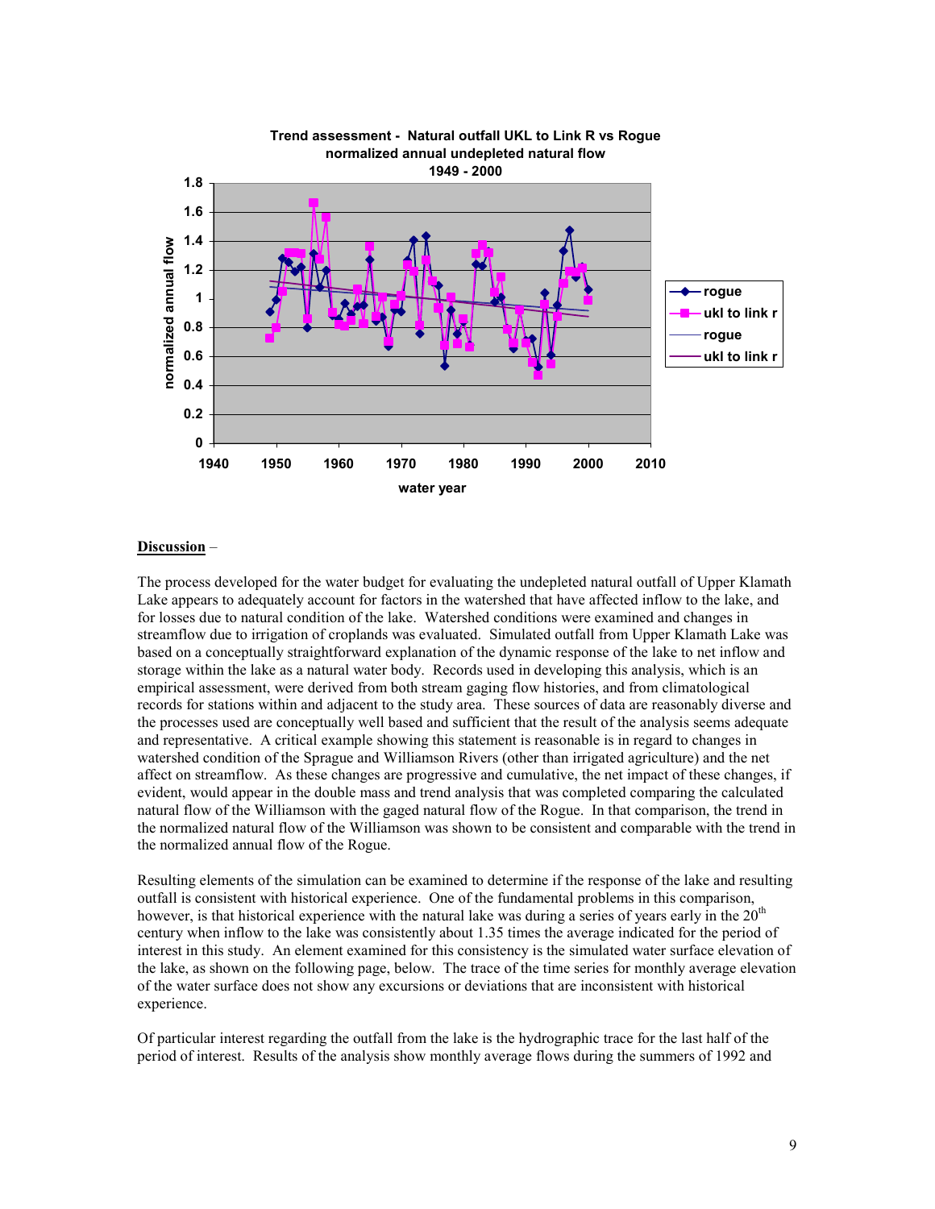**Trend assessment - Natural outfall UKL to Link R vs Rogue normalized annual undepleted natural flow 1949 - 2000**

**Discussion** –

The process developed for the water budget for evaluating the undepleted natural outfall of Upper Klamath Lake appears to adequately account for factors in the watershed that have affected inflow to the lake, and for losses due to natural condition of the lake. Watershed conditions were examined and changes in streamflow due to irrigation of croplands was evaluated. Simulated outfall from Upper Klamath Lake was based on a conceptually straightforward explanation of the dynamic response of the lake to net inflow and storage within the lake as a natural water body. Records used in developing this analysis, which is an empirical assessment, were derived from both stream gaging flow histories, and from climatological records for stations within and adjacent to the study area. These sources of data are reasonably diverse and the processes used are conceptually well based and sufficient that the result of the analysis seems adequate and representative. A critical example showing this statement is reasonable is in regard to changes in watershed condition of the Sprague and Williamson Rivers (other than irrigated agriculture) and the net affect on streamflow. As these changes are progressive and cumulative, the net impact of these changes, if evident, would appear in the double mass and trend analysis that was completed comparing the calculated natural flow of the Williamson with the gaged natural flow of the Rogue. In that comparison, the trend in the normalized natural flow of the Williamson was shown to be consistent and comparable with the trend in the normalized annual flow of the Rogue.

Resulting elements of the simulation can be examined to determine if the response of the lake and resulting outfall is consistent with historical experience. One of the fundamental problems in this comparison, however, is that historical experience with the natural lake was during a series of years early in the 20th century when inflow to the lake was consistently about 1.35 times the average indicated for the period of interest in this study. An element examined for this consistency is the simulated water surface elevation of the lake, as shown on the following page, below. The trace of the time series for monthly average elevation of the water surface does not show any excursions or deviations that are inconsistent with historical experience.

Of particular interest regarding the outfall from the lake is the hydrographic trace for the last half of the period of interest. Results of the analysis show monthly average flows during the summers of 1992 and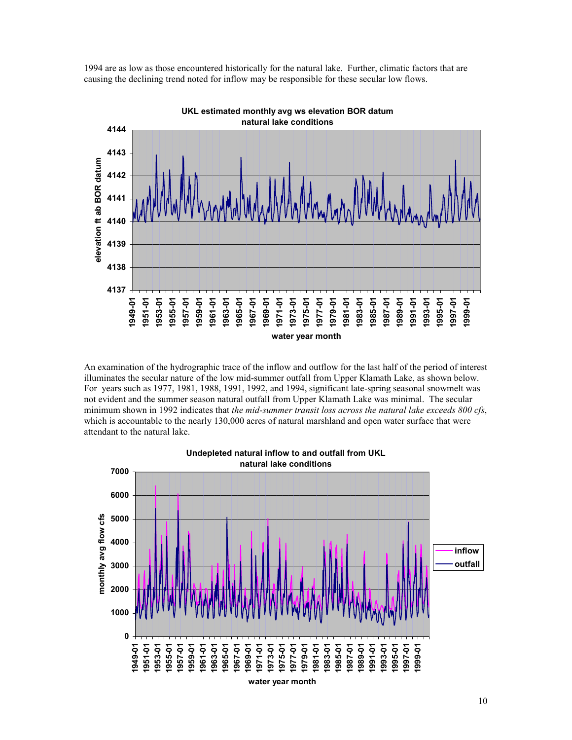1994 are as low as those encountered historically for the natural lake. Further, climatic factors that are causing the declining trend noted for inflow may be responsible for these secular low flows.

An examination of the hydrographic trace of the inflow and outflow for the last half of the period of interest illuminates the secular nature of the low mid-summer outfall from Upper Klamath Lake, as shown below. For years such as 1977, 1981, 1988, 1991, 1992, and 1994, significant late-spring seasonal snowmelt was not evident and the summer season natural outfall from Upper Klamath Lake was minimal. The secular minimum shown in 1992 indicates that *the mid-summer transit loss across the natural lake exceeds 800 cfs*, which is accountable to the nearly 130,000 acres of natural marshland and open water surface that were attendant to the natural lake.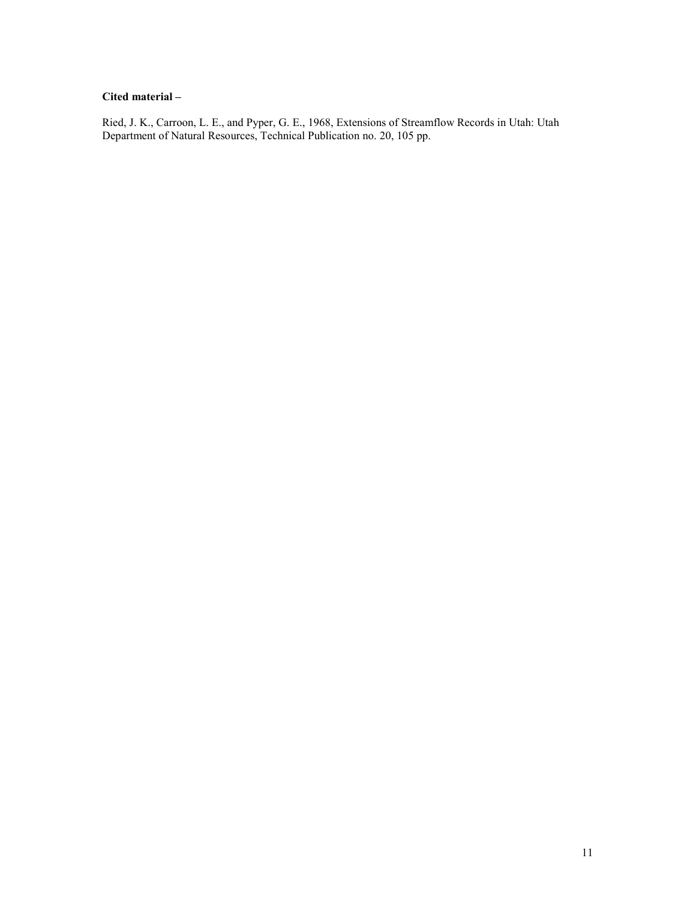**Cited material –**

Ried, J. K., Carroon, L. E., and Pyper, G. E., 1968, Extensions of Streamflow Records in Utah: Utah Department of Natural Resources, Technical Publication no. 20, 105 pp.